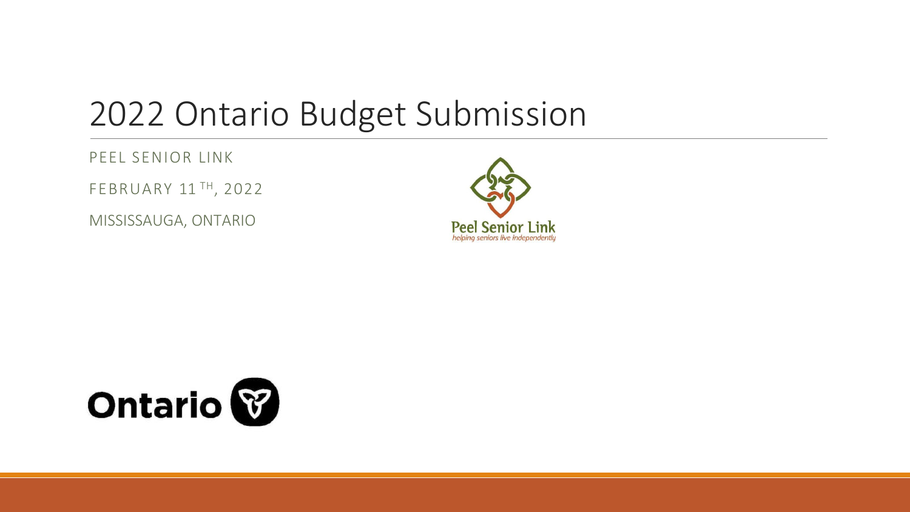# 2022 Ontario Budget Submission

PEEL SENIOR LINK

FEBRUARY 11TH, 2022

MISSISSAUGA, ONTARIO

Peel Senior Link

*helping seniors live independently*

Ontario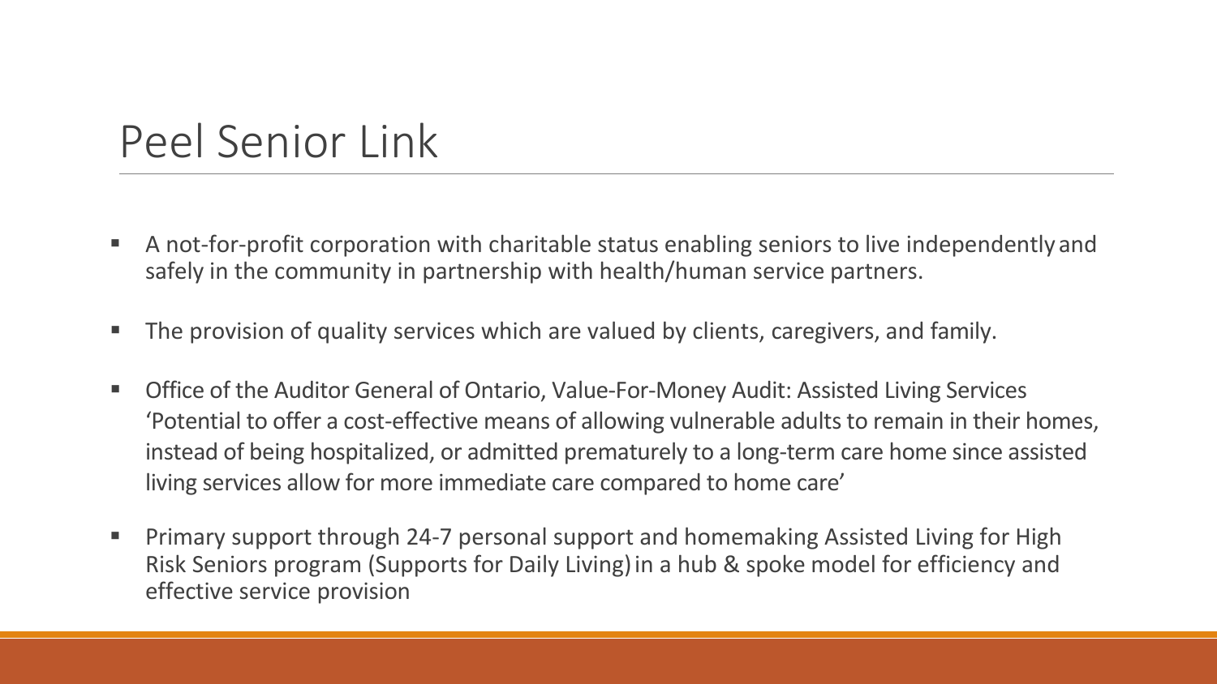# Peel Senior Link

- A not-for-profit corporation with charitable status enabling seniors to live independently and safely in the community in partnership with health/human service partners.
- The provision of quality services which are valued by clients, caregivers, and family.
- Office of the Auditor General of Ontario, Value-For-Money Audit: Assisted Living Services 'Potential to offer a cost-effective means of allowing vulnerable adults to remain in their homes, instead of being hospitalized, or admitted prematurely to a long-term care home since assisted living services allow for more immediate care compared to home care'
- Primary support through 24-7 personal support and homemaking Assisted Living for High Risk Seniors program (Supports for Daily Living) in a hub & spoke model for efficiency and effective service provision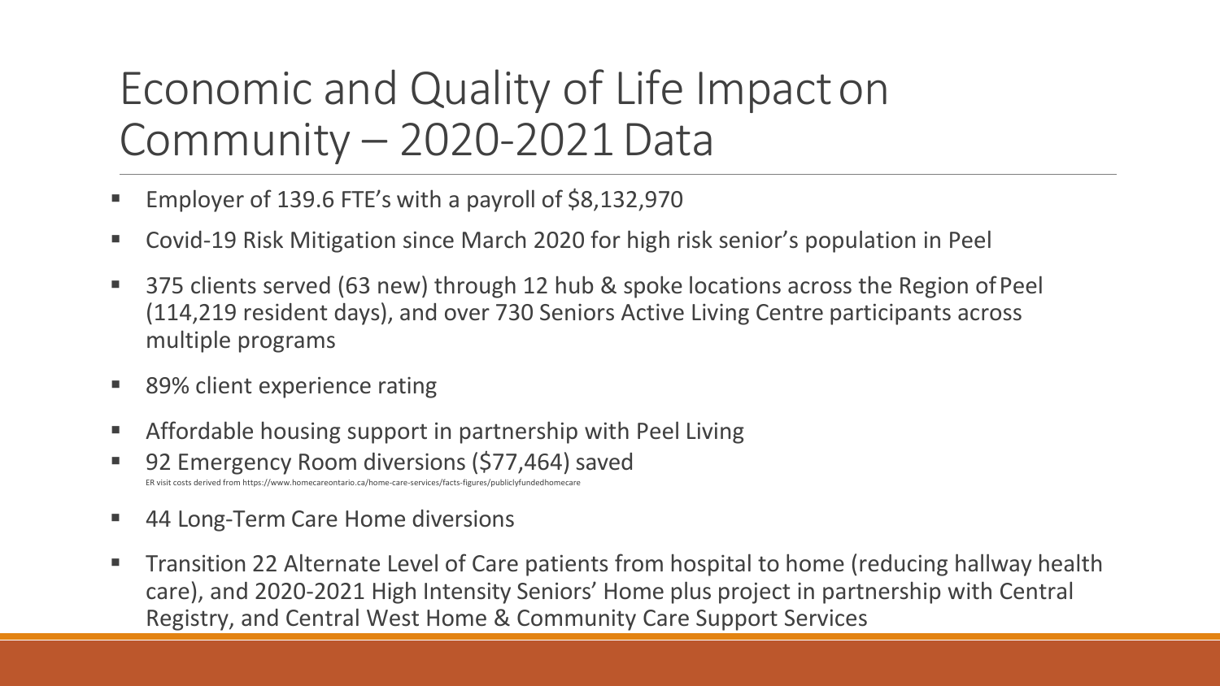# Economic and Quality of Life Impact on Community – 2020-2021 Data

- Employer of 139.6 FTE's with a payroll of $8,132,970
- Covid-19 Risk Mitigation since March 2020 for high risk senior's population in Peel
- 375 clients served (63 new) through 12 hub & spoke locations across the Region of Peel (114,219 resident days), and over 730 Seniors Active Living Centre participants across multiple programs
- 89% client experience rating
- Affordable housing support in partnership with Peel Living
- 92 Emergency Room diversions ($77,464) saved
  ER visit costs derived from https://www.homecareontario.ca/home-care-services/facts-figures/publiclyfundedhomecare
- 44 Long-Term Care Home diversions
- Transition 22 Alternate Level of Care patients from hospital to home (reducing hallway health care), and 2020-2021 High Intensity Seniors' Home plus project in partnership with Central Registry, and Central West Home & Community Care Support Services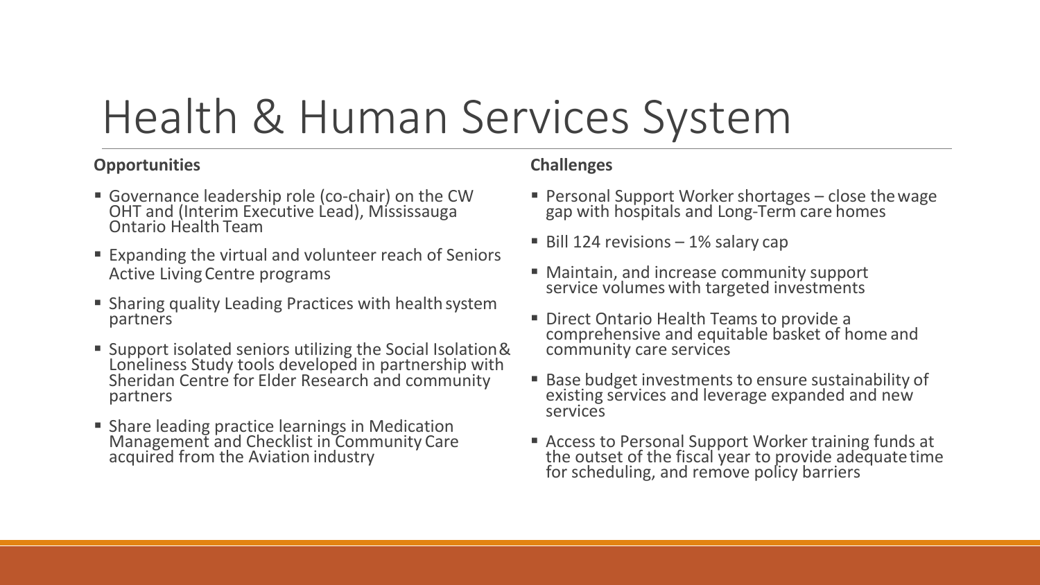# Health & Human Services System

**Opportunities**

- Governance leadership role (co-chair) on the CW OHT and (Interim Executive Lead), Mississauga Ontario Health Team
- Expanding the virtual and volunteer reach of Seniors Active Living Centre programs
- Sharing quality Leading Practices with health system partners
- Support isolated seniors utilizing the Social Isolation & Loneliness Study tools developed in partnership with Sheridan Centre for Elder Research and community partners
- Share leading practice learnings in Medication Management and Checklist in Community Care acquired from the Aviation industry

**Challenges**

- Personal Support Worker shortages – close the wage gap with hospitals and Long-Term care homes
- Bill 124 revisions – 1% salary cap
- Maintain, and increase community support service volumes with targeted investments
- Direct Ontario Health Teams to provide a comprehensive and equitable basket of home and community care services
- Base budget investments to ensure sustainability of existing services and leverage expanded and new services
- Access to Personal Support Worker training funds at the outset of the fiscal year to provide adequate time for scheduling, and remove policy barriers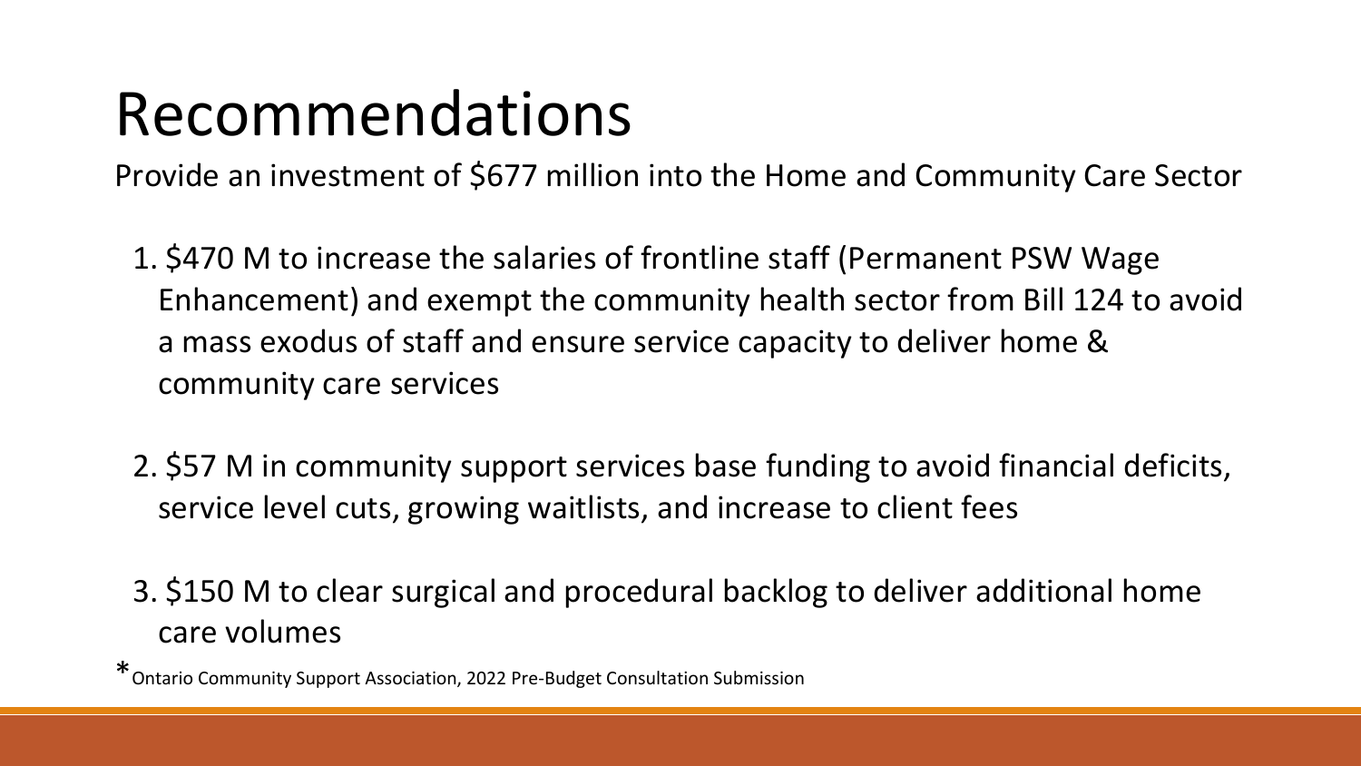# Recommendations

Provide an investment of $677 million into the Home and Community Care Sector

1. $470 M to increase the salaries of frontline staff (Permanent PSW Wage Enhancement) and exempt the community health sector from Bill 124 to avoid a mass exodus of staff and ensure service capacity to deliver home & community care services

2. $57 M in community support services base funding to avoid financial deficits, service level cuts, growing waitlists, and increase to client fees

3. $150 M to clear surgical and procedural backlog to deliver additional home care volumes

*Ontario Community Support Association, 2022 Pre-Budget Consultation Submission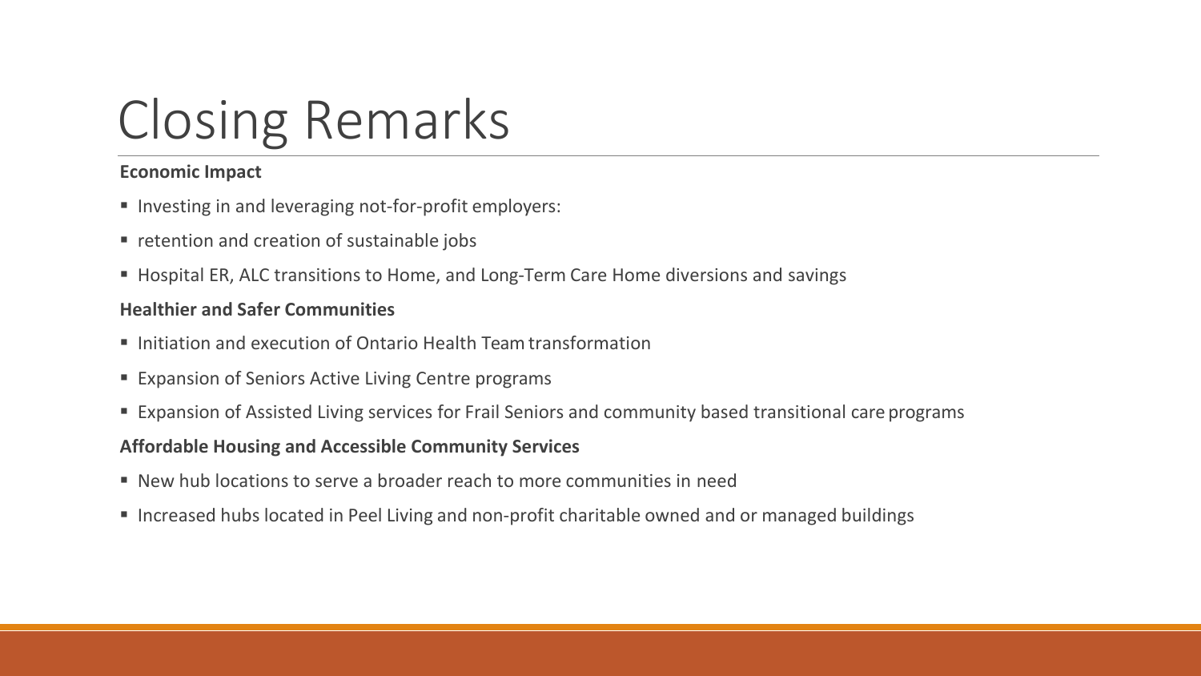# Closing Remarks

**Economic Impact**

- Investing in and leveraging not-for-profit employers:
- retention and creation of sustainable jobs
- Hospital ER, ALC transitions to Home, and Long-Term Care Home diversions and savings

**Healthier and Safer Communities**

- Initiation and execution of Ontario Health Team transformation
- Expansion of Seniors Active Living Centre programs
- Expansion of Assisted Living services for Frail Seniors and community based transitional care programs

**Affordable Housing and Accessible Community Services**

- New hub locations to serve a broader reach to more communities in need
- Increased hubs located in Peel Living and non-profit charitable owned and or managed buildings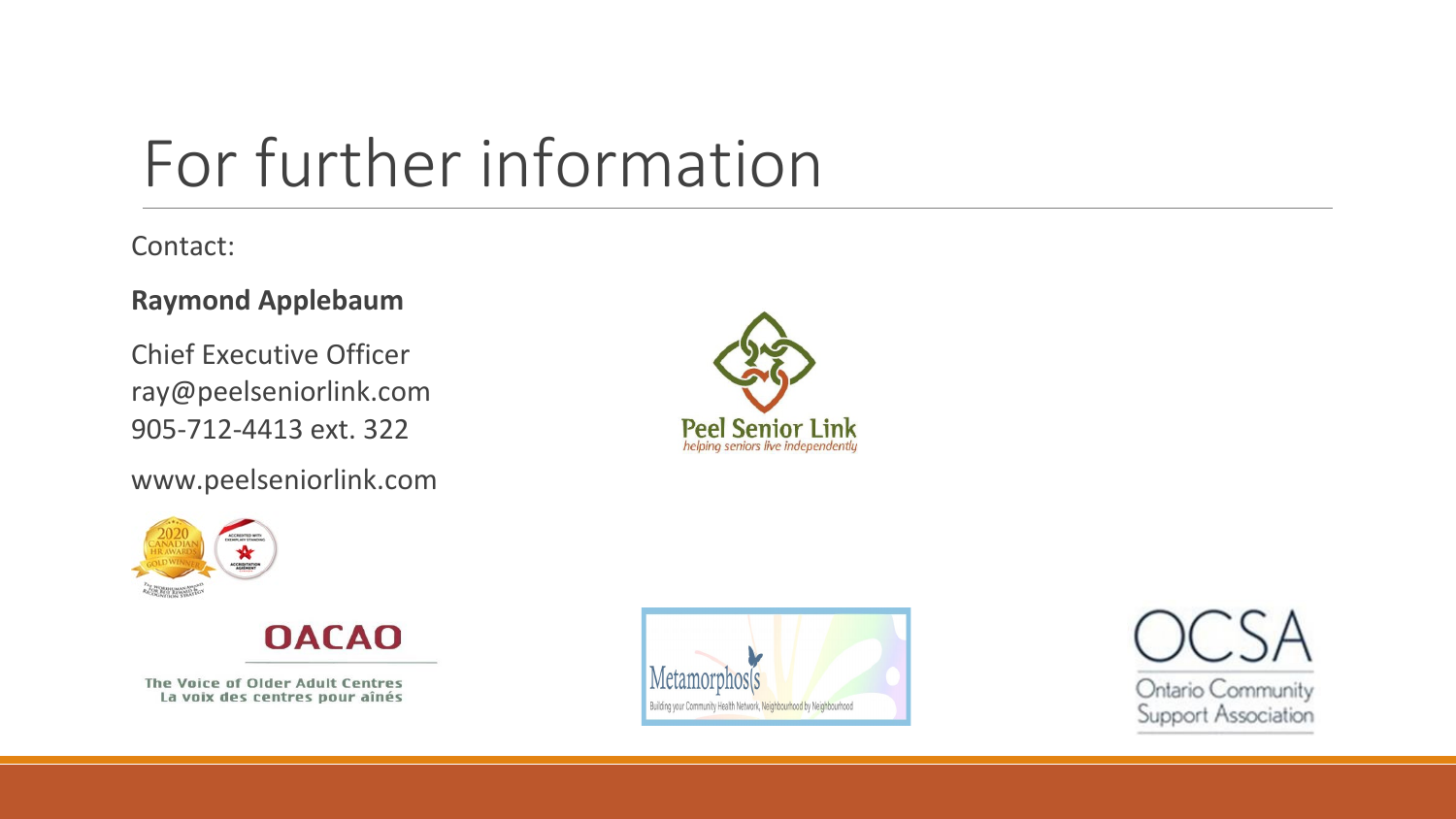# For further information

Contact:

**Raymond Applebaum**

Chief Executive Officer
ray@peelseniorlink.com
905-712-4413 ext. 322

www.peelseniorlink.com

Peel Senior Link
*helping seniors live independently*

OACAO

The Voice of Older Adult Centres
La voix des centres pour aînés

Metamorphosis
Building your Community Health Network, Neighbourhood by Neighbourhood

OCSA
Ontario Community Support Association